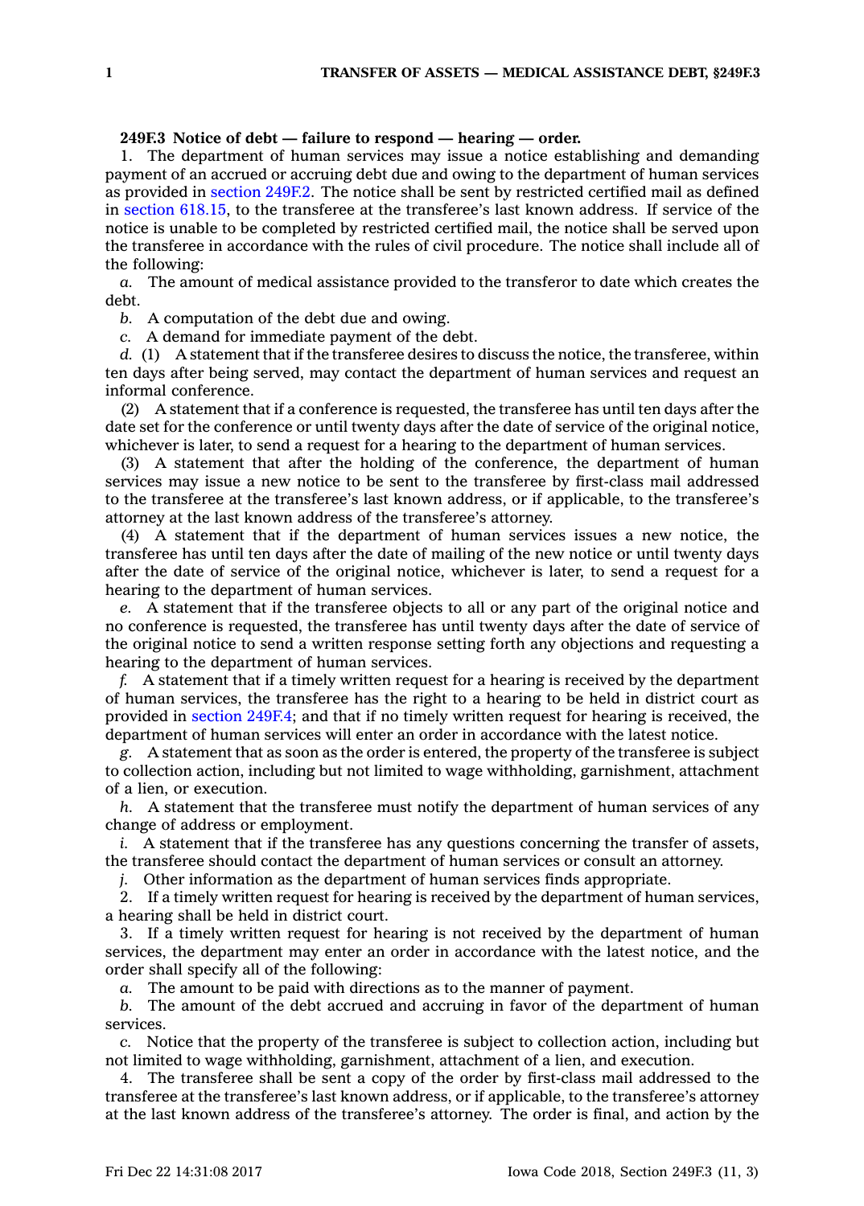**249F.3 Notice of debt — failure to respond — hearing — order.**

1. The department of human services may issue a notice establishing and demanding payment of an accrued or accruing debt due and owing to the department of human services as provided in section 249F.2. The notice shall be sent by restricted certified mail as defined in section 618.15, to the transferee at the transferee's last known address. If service of the notice is unable to be completed by restricted certified mail, the notice shall be served upon the transferee in accordance with the rules of civil procedure. The notice shall include all of the following:

*a.* The amount of medical assistance provided to the transferor to date which creates the debt.

*b.* A computation of the debt due and owing.

*c.* A demand for immediate payment of the debt.

*d.* (1) A statement that if the transferee desires to discuss the notice, the transferee, within ten days after being served, may contact the department of human services and request an informal conference.

(2) A statement that if a conference is requested, the transferee has until ten days after the date set for the conference or until twenty days after the date of service of the original notice, whichever is later, to send a request for a hearing to the department of human services.

(3) A statement that after the holding of the conference, the department of human services may issue a new notice to be sent to the transferee by first-class mail addressed to the transferee at the transferee's last known address, or if applicable, to the transferee's attorney at the last known address of the transferee's attorney.

(4) A statement that if the department of human services issues a new notice, the transferee has until ten days after the date of mailing of the new notice or until twenty days after the date of service of the original notice, whichever is later, to send a request for a hearing to the department of human services.

*e.* A statement that if the transferee objects to all or any part of the original notice and no conference is requested, the transferee has until twenty days after the date of service of the original notice to send a written response setting forth any objections and requesting a hearing to the department of human services.

*f.* A statement that if a timely written request for a hearing is received by the department of human services, the transferee has the right to a hearing to be held in district court as provided in section 249F.4; and that if no timely written request for hearing is received, the department of human services will enter an order in accordance with the latest notice.

*g.* A statement that as soon as the order is entered, the property of the transferee is subject to collection action, including but not limited to wage withholding, garnishment, attachment of a lien, or execution.

*h.* A statement that the transferee must notify the department of human services of any change of address or employment.

*i.* A statement that if the transferee has any questions concerning the transfer of assets, the transferee should contact the department of human services or consult an attorney.

*j.* Other information as the department of human services finds appropriate.

2. If a timely written request for hearing is received by the department of human services, a hearing shall be held in district court.

3. If a timely written request for hearing is not received by the department of human services, the department may enter an order in accordance with the latest notice, and the order shall specify all of the following:

*a.* The amount to be paid with directions as to the manner of payment.

*b.* The amount of the debt accrued and accruing in favor of the department of human services.

*c.* Notice that the property of the transferee is subject to collection action, including but not limited to wage withholding, garnishment, attachment of a lien, and execution.

4. The transferee shall be sent a copy of the order by first-class mail addressed to the transferee at the transferee's last known address, or if applicable, to the transferee's attorney at the last known address of the transferee's attorney. The order is final, and action by the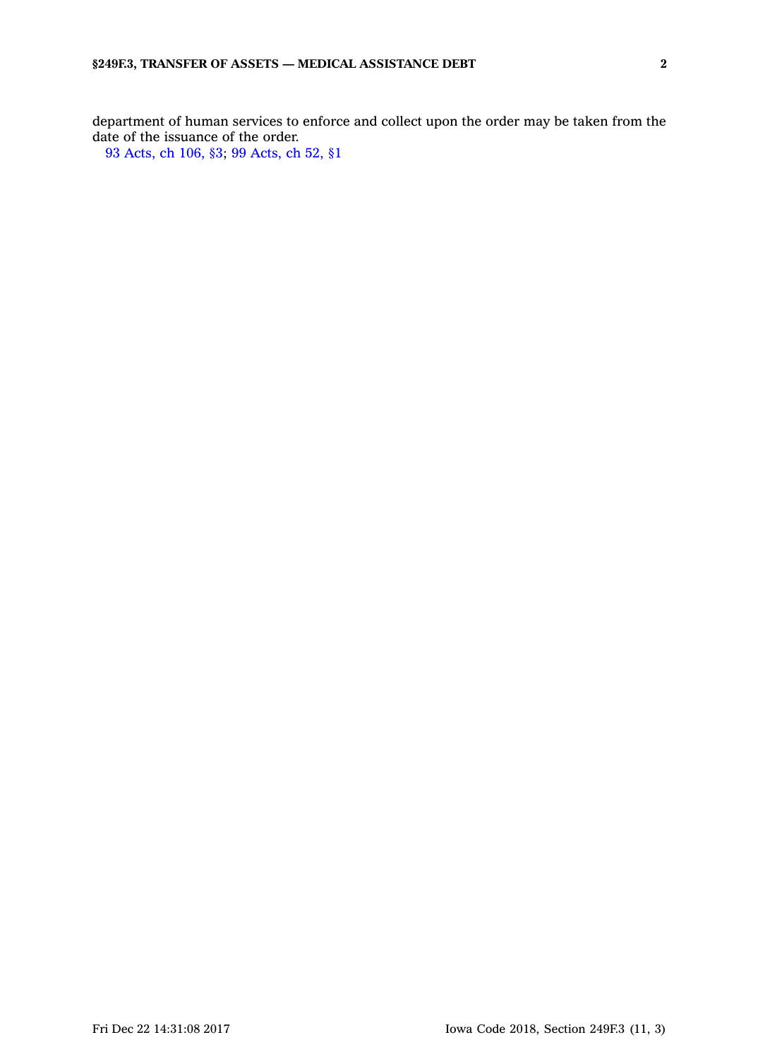department of human services to enforce and collect upon the order may be taken from the date of the issuance of the order.

93 Acts, ch 106, §3; 99 Acts, ch 52, §1